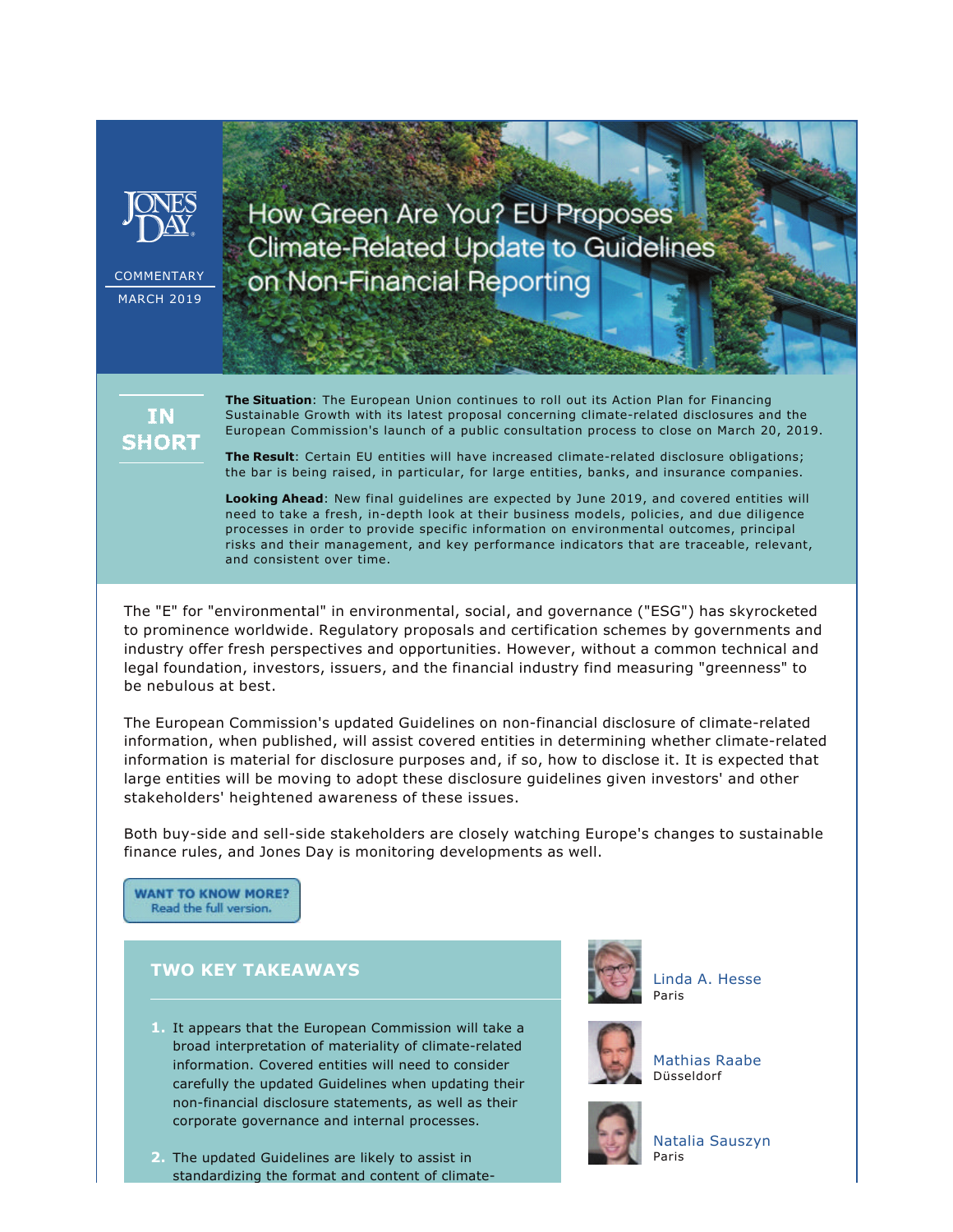JONES DAY

COMMENTARY

MARCH 2019

# How Green Are You? EU Proposes Climate-Related Update to Guidelines on Non-Financial Reporting

## IN SHORT

**The Situation**: The European Union continues to roll out its Action Plan for Financing Sustainable Growth with its latest proposal concerning climate-related disclosures and the European Commission's launch of a public consultation process to close on March 20, 2019.

**The Result**: Certain EU entities will have increased climate-related disclosure obligations; the bar is being raised, in particular, for large entities, banks, and insurance companies.

**Looking Ahead**: New final guidelines are expected by June 2019, and covered entities will need to take a fresh, in-depth look at their business models, policies, and due diligence processes in order to provide specific information on environmental outcomes, principal risks and their management, and key performance indicators that are traceable, relevant, and consistent over time.

The "E" for "environmental" in environmental, social, and governance ("ESG") has skyrocketed to prominence worldwide. Regulatory proposals and certification schemes by governments and industry offer fresh perspectives and opportunities. However, without a common technical and legal foundation, investors, issuers, and the financial industry find measuring "greenness" to be nebulous at best.

The European Commission's updated Guidelines on non-financial disclosure of climate-related information, when published, will assist covered entities in determining whether climate-related information is material for disclosure purposes and, if so, how to disclose it. It is expected that large entities will be moving to adopt these disclosure guidelines given investors' and other stakeholders' heightened awareness of these issues.

Both buy-side and sell-side stakeholders are closely watching Europe's changes to sustainable finance rules, and Jones Day is monitoring developments as well.

**WANT TO KNOW MORE?** Read the full version.

## TWO KEY TAKEAWAYS

1. It appears that the European Commission will take a broad interpretation of materiality of climate-related information. Covered entities will need to consider carefully the updated Guidelines when updating their non-financial disclosure statements, as well as their corporate governance and internal processes.

2. The updated Guidelines are likely to assist in standardizing the format and content of climate-

Linda A. Hesse
Paris

Mathias Raabe
Düsseldorf

Natalia Sauszyn
Paris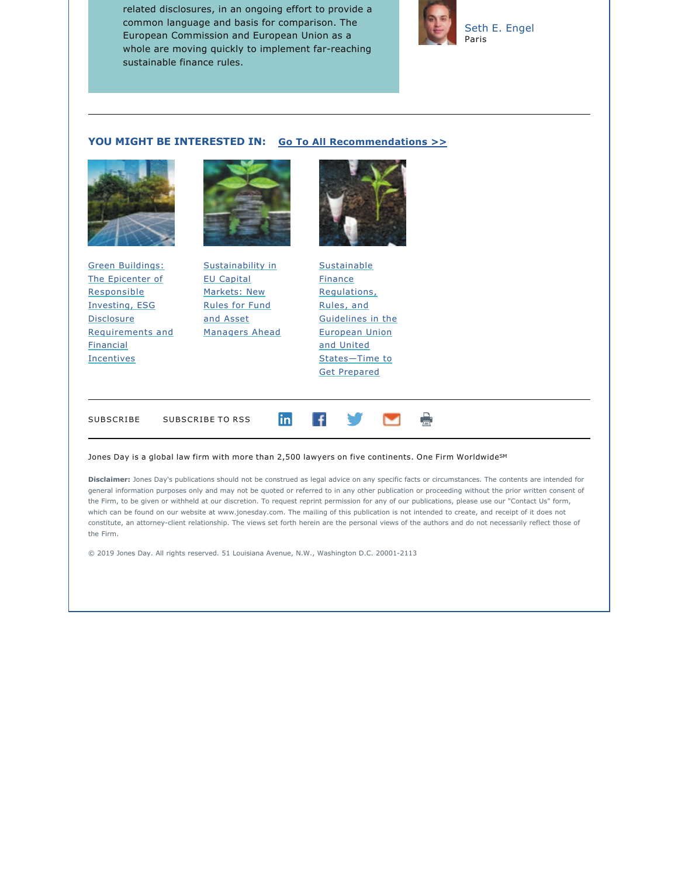related disclosures, in an ongoing effort to provide a common language and basis for comparison. The European Commission and European Union as a whole are moving quickly to implement far-reaching sustainable finance rules.

Seth E. Engel
Paris

**YOU MIGHT BE INTERESTED IN:** Go To All Recommendations >>

Green Buildings: The Epicenter of Responsible Investing, ESG Disclosure Requirements and Financial Incentives

Sustainability in EU Capital Markets: New Rules for Fund and Asset Managers Ahead

Sustainable Finance Regulations, Rules, and Guidelines in the European Union and United States—Time to Get Prepared

SUBSCRIBE SUBSCRIBE TO RSS

Jones Day is a global law firm with more than 2,500 lawyers on five continents. One Firm Worldwide℠

**Disclaimer:** Jones Day's publications should not be construed as legal advice on any specific facts or circumstances. The contents are intended for general information purposes only and may not be quoted or referred to in any other publication or proceeding without the prior written consent of the Firm, to be given or withheld at our discretion. To request reprint permission for any of our publications, please use our "Contact Us" form, which can be found on our website at www.jonesday.com. The mailing of this publication is not intended to create, and receipt of it does not constitute, an attorney-client relationship. The views set forth herein are the personal views of the authors and do not necessarily reflect those of the Firm.

© 2019 Jones Day. All rights reserved. 51 Louisiana Avenue, N.W., Washington D.C. 20001-2113